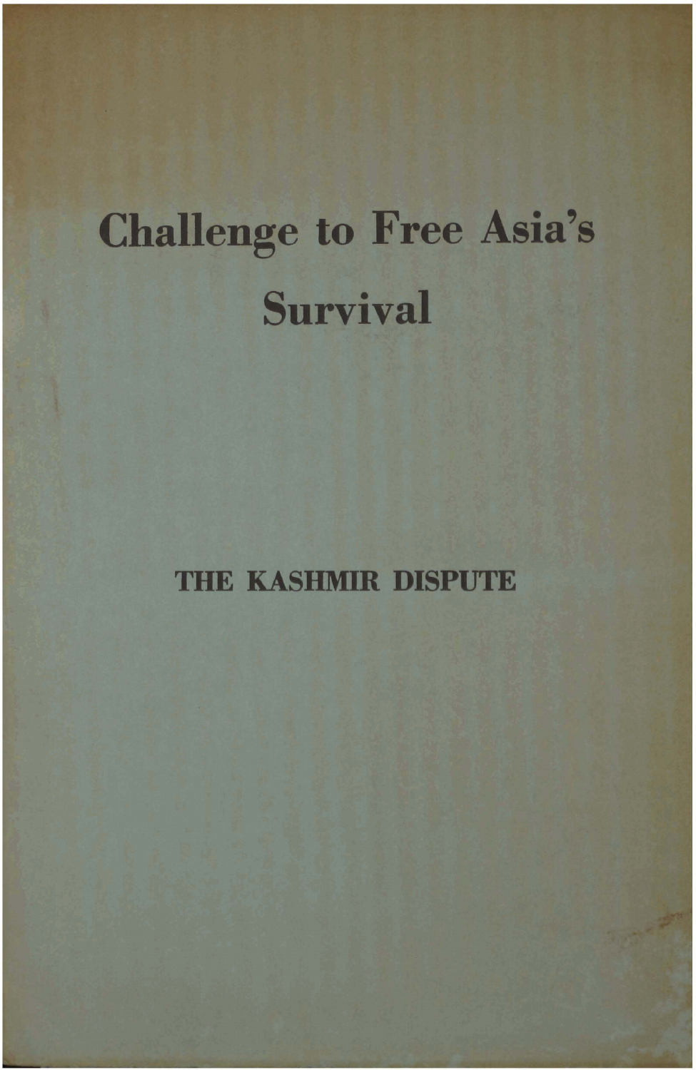# Challenge to Free Asia's Survival

## THE KASHMIR DISPUTE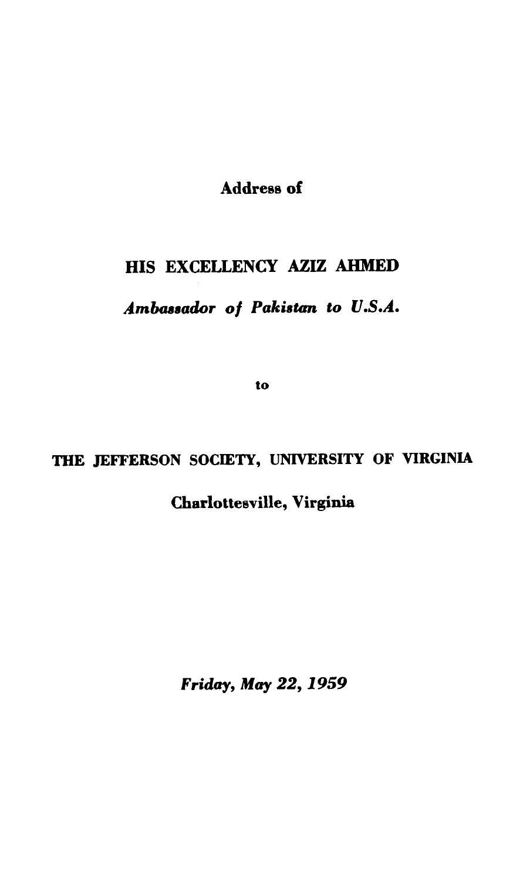**Address of**

## HIS EXCELLENCY AZIZ AHMED

*Ambassador of Pakistan to U.S.A.*

to

## THE JEFFERSON SOCIETY, UNIVERSITY OF VIRGINIA

**Charlottesville, Virginia**

*Friday, May 22, 1959*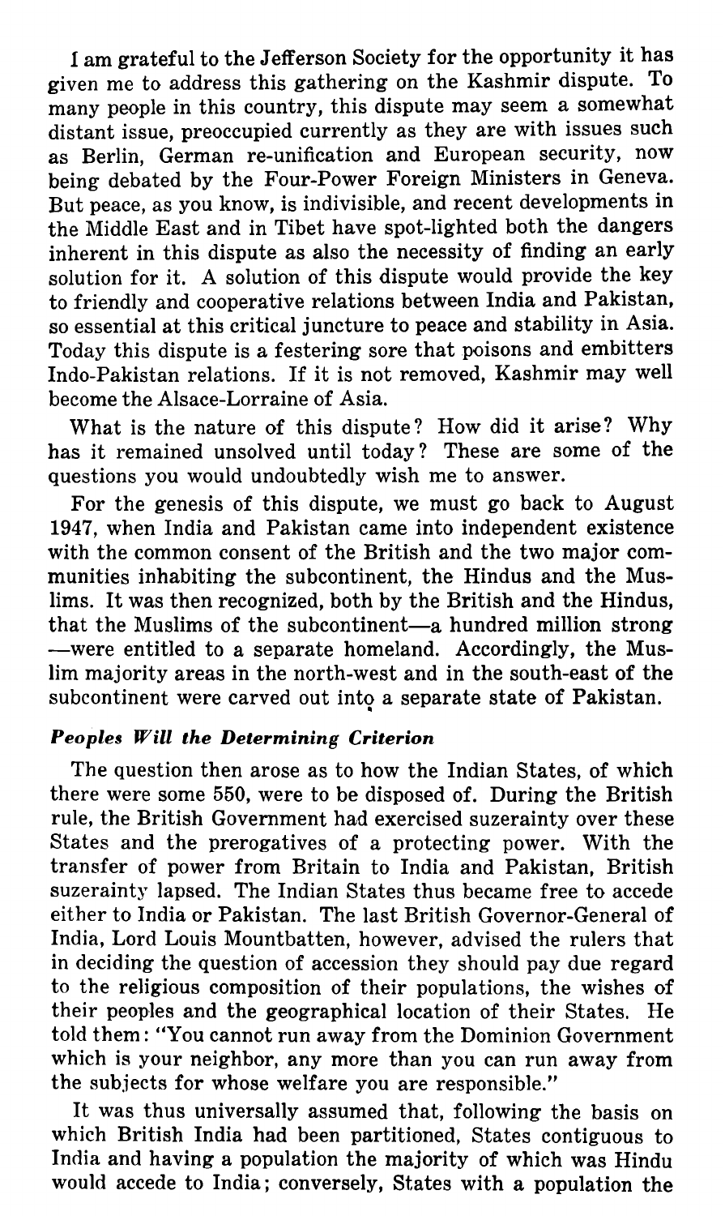I am grateful to the Jefferson Society for the opportunity it has given me to address this gathering on the Kashmir dispute. To many people in this country, this dispute may seem a somewhat distant issue, preoccupied currently as they are with issues such as Berlin, German re-unification and European security, now being debated by the Four-Power Foreign Ministers in Geneva. But peace, as you know, is indivisible, and recent developments in the Middle East and in Tibet have spot-lighted both the dangers inherent in this dispute as also the necessity of finding an early solution for it. A solution of this dispute would provide the key to friendly and cooperative relations between India and Pakistan, so essential at this critical juncture to peace and stability in Asia. Today this dispute is a festering sore that poisons and embitters Indo-Pakistan relations. If it is not removed, Kashmir may well become the Alsace-Lorraine of Asia.

What is the nature of this dispute? How did it arise? Why has it remained unsolved until today? These are some of the questions you would undoubtedly wish me to answer.

For the genesis of this dispute, we must go back to August 1947, when India and Pakistan came into independent existence with the common consent of the British and the two major communities inhabiting the subcontinent, the Hindus and the Muslims. It was then recognized, both by the British and the Hindus, that the Muslims of the subcontinent—a hundred million strong—were entitled to a separate homeland. Accordingly, the Muslim majority areas in the north-west and in the south-east of the subcontinent were carved out into a separate state of Pakistan.

### *Peoples Will the Determining Criterion*

The question then arose as to how the Indian States, of which there were some 550, were to be disposed of. During the British rule, the British Government had exercised suzerainty over these States and the prerogatives of a protecting power. With the transfer of power from Britain to India and Pakistan, British suzerainty lapsed. The Indian States thus became free to accede either to India or Pakistan. The last British Governor-General of India, Lord Louis Mountbatten, however, advised the rulers that in deciding the question of accession they should pay due regard to the religious composition of their populations, the wishes of their peoples and the geographical location of their States. He told them: "You cannot run away from the Dominion Government which is your neighbor, any more than you can run away from the subjects for whose welfare you are responsible."

It was thus universally assumed that, following the basis on which British India had been partitioned, States contiguous to India and having a population the majority of which was Hindu would accede to India; conversely, States with a population the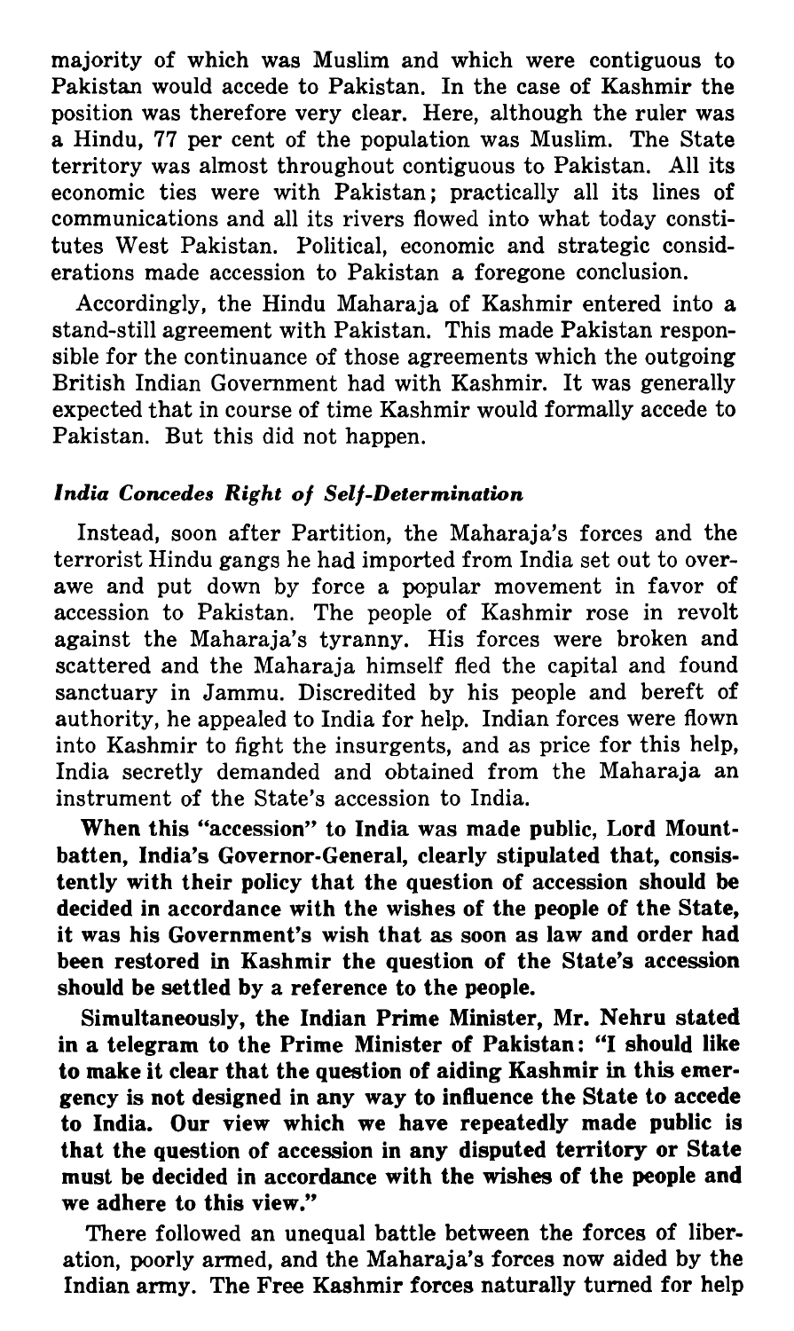majority of which was Muslim and which were contiguous to Pakistan would accede to Pakistan. In the case of Kashmir the position was therefore very clear. Here, although the ruler was a Hindu, 77 per cent of the population was Muslim. The State territory was almost throughout contiguous to Pakistan. All its economic ties were with Pakistan; practically all its lines of communications and all its rivers flowed into what today constitutes West Pakistan. Political, economic and strategic considerations made accession to Pakistan a foregone conclusion.

Accordingly, the Hindu Maharaja of Kashmir entered into a stand-still agreement with Pakistan. This made Pakistan responsible for the continuance of those agreements which the outgoing British Indian Government had with Kashmir. It was generally expected that in course of time Kashmir would formally accede to Pakistan. But this did not happen.

### *India Concedes Right of Self-Determination*

Instead, soon after Partition, the Maharaja's forces and the terrorist Hindu gangs he had imported from India set out to overawe and put down by force a popular movement in favor of accession to Pakistan. The people of Kashmir rose in revolt against the Maharaja's tyranny. His forces were broken and scattered and the Maharaja himself fled the capital and found sanctuary in Jammu. Discredited by his people and bereft of authority, he appealed to India for help. Indian forces were flown into Kashmir to fight the insurgents, and as price for this help, India secretly demanded and obtained from the Maharaja an instrument of the State's accession to India.

**When this "accession" to India was made public, Lord Mountbatten, India's Governor-General, clearly stipulated that, consistently with their policy that the question of accession should be decided in accordance with the wishes of the people of the State, it was his Government's wish that as soon as law and order had been restored in Kashmir the question of the State's accession should be settled by a reference to the people.**

**Simultaneously, the Indian Prime Minister, Mr. Nehru stated in a telegram to the Prime Minister of Pakistan: "I should like to make it clear that the question of aiding Kashmir in this emergency is not designed in any way to influence the State to accede to India. Our view which we have repeatedly made public is that the question of accession in any disputed territory or State must be decided in accordance with the wishes of the people and we adhere to this view."**

There followed an unequal battle between the forces of liberation, poorly armed, and the Maharaja's forces now aided by the Indian army. The Free Kashmir forces naturally turned for help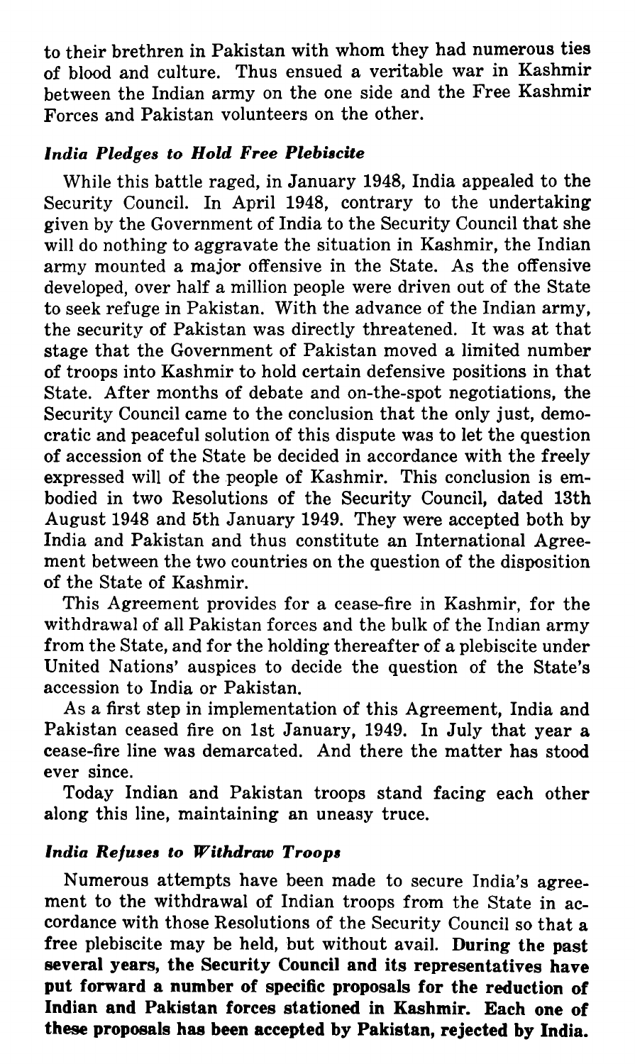to their brethren in Pakistan with whom they had numerous ties of blood and culture. Thus ensued a veritable war in Kashmir between the Indian army on the one side and the Free Kashmir Forces and Pakistan volunteers on the other.

### *India Pledges to Hold Free Plebiscite*

While this battle raged, in January 1948, India appealed to the Security Council. In April 1948, contrary to the undertaking given by the Government of India to the Security Council that she will do nothing to aggravate the situation in Kashmir, the Indian army mounted a major offensive in the State. As the offensive developed, over half a million people were driven out of the State to seek refuge in Pakistan. With the advance of the Indian army, the security of Pakistan was directly threatened. It was at that stage that the Government of Pakistan moved a limited number of troops into Kashmir to hold certain defensive positions in that State. After months of debate and on-the-spot negotiations, the Security Council came to the conclusion that the only just, democratic and peaceful solution of this dispute was to let the question of accession of the State be decided in accordance with the freely expressed will of the people of Kashmir. This conclusion is embodied in two Resolutions of the Security Council, dated 13th August 1948 and 5th January 1949. They were accepted both by India and Pakistan and thus constitute an International Agreement between the two countries on the question of the disposition of the State of Kashmir.

This Agreement provides for a cease-fire in Kashmir, for the withdrawal of all Pakistan forces and the bulk of the Indian army from the State, and for the holding thereafter of a plebiscite under United Nations' auspices to decide the question of the State's accession to India or Pakistan.

As a first step in implementation of this Agreement, India and Pakistan ceased fire on 1st January, 1949. In July that year a cease-fire line was demarcated. And there the matter has stood ever since.

Today Indian and Pakistan troops stand facing each other along this line, maintaining an uneasy truce.

### *India Refuses to Withdraw Troops*

Numerous attempts have been made to secure India's agreement to the withdrawal of Indian troops from the State in accordance with those Resolutions of the Security Council so that a free plebiscite may be held, but without avail. **During the past several years, the Security Council and its representatives have put forward a number of specific proposals for the reduction of Indian and Pakistan forces stationed in Kashmir. Each one of these proposals has been accepted by Pakistan, rejected by India.**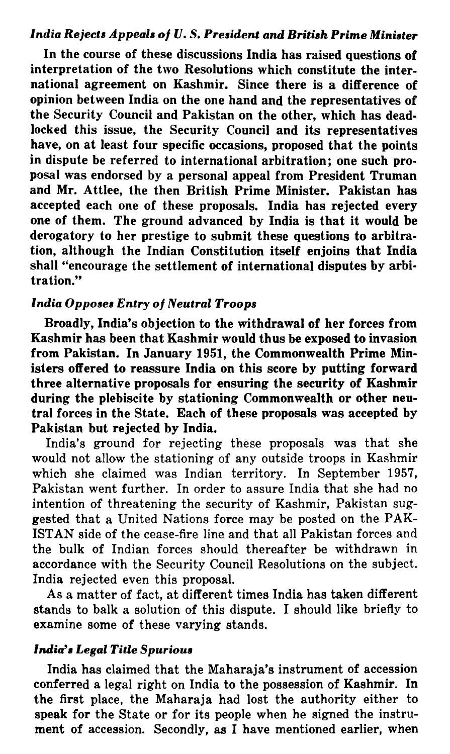### *India Rejects Appeals of U. S. President and British Prime Minister*

**In the course of these discussions India has raised questions of interpretation of the two Resolutions which constitute the international agreement on Kashmir. Since there is a difference of opinion between India on the one hand and the representatives of the Security Council and Pakistan on the other, which has deadlocked this issue, the Security Council and its representatives have, on at least four specific occasions, proposed that the points in dispute be referred to international arbitration; one such proposal was endorsed by a personal appeal from President Truman and Mr. Attlee, the then British Prime Minister. Pakistan has accepted each one of these proposals. India has rejected every one of them. The ground advanced by India is that it would be derogatory to her prestige to submit these questions to arbitration, although the Indian Constitution itself enjoins that India shall "encourage the settlement of international disputes by arbitration."**

### *India Opposes Entry of Neutral Troops*

**Broadly, India's objection to the withdrawal of her forces from Kashmir has been that Kashmir would thus be exposed to invasion from Pakistan. In January 1951, the Commonwealth Prime Ministers offered to reassure India on this score by putting forward three alternative proposals for ensuring the security of Kashmir during the plebiscite by stationing Commonwealth or other neutral forces in the State. Each of these proposals was accepted by Pakistan but rejected by India.**

India's ground for rejecting these proposals was that she would not allow the stationing of any outside troops in Kashmir which she claimed was Indian territory. In September 1957, Pakistan went further. In order to assure India that she had no intention of threatening the security of Kashmir, Pakistan suggested that a United Nations force may be posted on the PAKISTAN side of the cease-fire line and that all Pakistan forces and the bulk of Indian forces should thereafter be withdrawn in accordance with the Security Council Resolutions on the subject. India rejected even this proposal.

As a matter of fact, at different times India has taken different stands to balk a solution of this dispute. I should like briefly to examine some of these varying stands.

### *India's Legal Title Spurious*

India has claimed that the Maharaja's instrument of accession conferred a legal right on India to the possession of Kashmir. In the first place, the Maharaja had lost the authority either to speak for the State or for its people when he signed the instrument of accession. Secondly, as I have mentioned earlier, when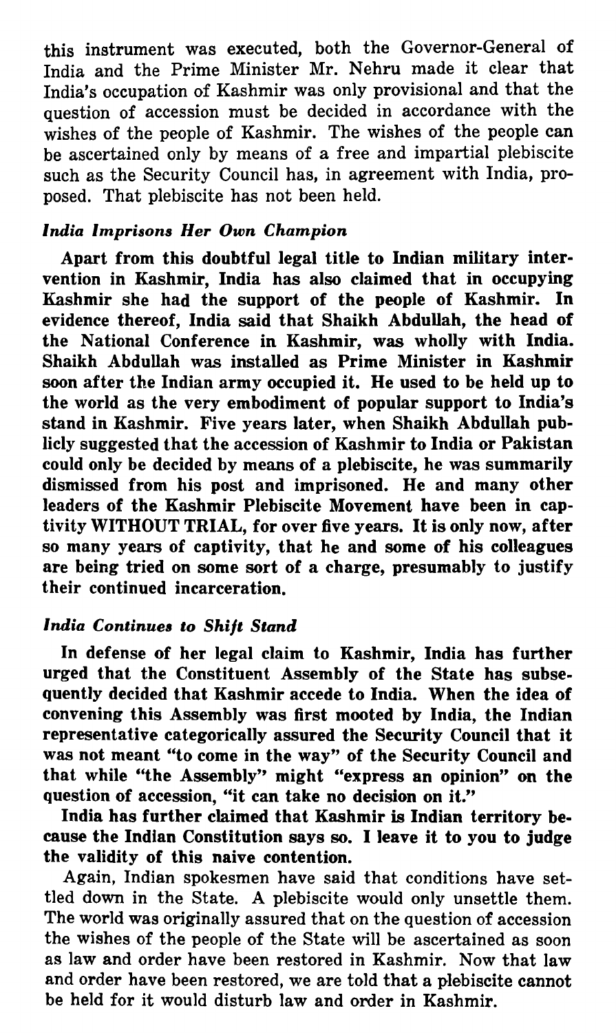this instrument was executed, both the Governor-General of India and the Prime Minister Mr. Nehru made it clear that India's occupation of Kashmir was only provisional and that the question of accession must be decided in accordance with the wishes of the people of Kashmir. The wishes of the people can be ascertained only by means of a free and impartial plebiscite such as the Security Council has, in agreement with India, proposed. That plebiscite has not been held.

### *India Imprisons Her Own Champion*

**Apart from this doubtful legal title to Indian military intervention in Kashmir, India has also claimed that in occupying Kashmir she had the support of the people of Kashmir. In evidence thereof, India said that Shaikh Abdullah, the head of the National Conference in Kashmir, was wholly with India. Shaikh Abdullah was installed as Prime Minister in Kashmir soon after the Indian army occupied it. He used to be held up to the world as the very embodiment of popular support to India's stand in Kashmir. Five years later, when Shaikh Abdullah publicly suggested that the accession of Kashmir to India or Pakistan could only be decided by means of a plebiscite, he was summarily dismissed from his post and imprisoned. He and many other leaders of the Kashmir Plebiscite Movement have been in captivity WITHOUT TRIAL, for over five years. It is only now, after so many years of captivity, that he and some of his colleagues are being tried on some sort of a charge, presumably to justify their continued incarceration.**

### *India Continues to Shift Stand*

**In defense of her legal claim to Kashmir, India has further urged that the Constituent Assembly of the State has subsequently decided that Kashmir accede to India. When the idea of convening this Assembly was first mooted by India, the Indian representative categorically assured the Security Council that it was not meant "to come in the way" of the Security Council and that while "the Assembly" might "express an opinion" on the question of accession, "it can take no decision on it."**

**India has further claimed that Kashmir is Indian territory because the Indian Constitution says so. I leave it to you to judge the validity of this naive contention.**

Again, Indian spokesmen have said that conditions have settled down in the State. A plebiscite would only unsettle them. The world was originally assured that on the question of accession the wishes of the people of the State will be ascertained as soon as law and order have been restored in Kashmir. Now that law and order have been restored, we are told that a plebiscite cannot be held for it would disturb law and order in Kashmir.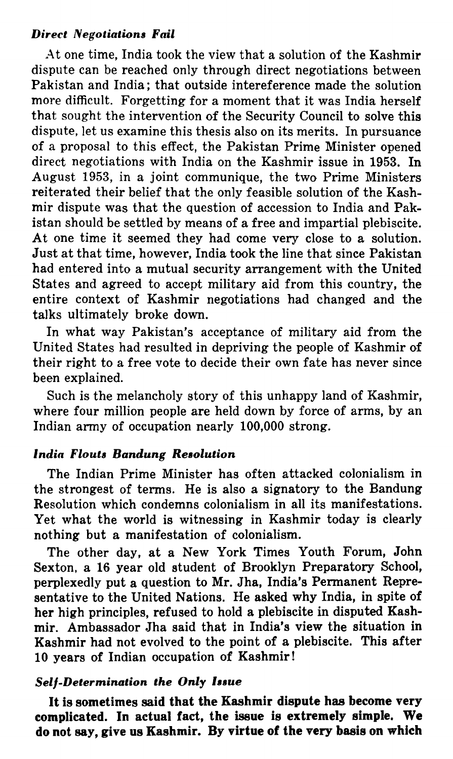### *Direct Negotiations Fail*

At one time, India took the view that a solution of the Kashmir dispute can be reached only through direct negotiations between Pakistan and India; that outside intereference made the solution more difficult. Forgetting for a moment that it was India herself that sought the intervention of the Security Council to solve this dispute, let us examine this thesis also on its merits. In pursuance of a proposal to this effect, the Pakistan Prime Minister opened direct negotiations with India on the Kashmir issue in 1953. In August 1953, in a joint communique, the two Prime Ministers reiterated their belief that the only feasible solution of the Kashmir dispute was that the question of accession to India and Pakistan should be settled by means of a free and impartial plebiscite. At one time it seemed they had come very close to a solution. Just at that time, however, India took the line that since Pakistan had entered into a mutual security arrangement with the United States and agreed to accept military aid from this country, the entire context of Kashmir negotiations had changed and the talks ultimately broke down.

In what way Pakistan's acceptance of military aid from the United States had resulted in depriving the people of Kashmir of their right to a free vote to decide their own fate has never since been explained.

Such is the melancholy story of this unhappy land of Kashmir, where four million people are held down by force of arms, by an Indian army of occupation nearly 100,000 strong.

### *India Flouts Bandung Resolution*

The Indian Prime Minister has often attacked colonialism in the strongest of terms. He is also a signatory to the Bandung Resolution which condemns colonialism in all its manifestations. Yet what the world is witnessing in Kashmir today is clearly nothing but a manifestation of colonialism.

The other day, at a New York Times Youth Forum, John Sexton, a 16 year old student of Brooklyn Preparatory School, perplexedly put a question to Mr. Jha, India's Permanent Representative to the United Nations. He asked why India, in spite of her high principles, refused to hold a plebiscite in disputed Kashmir. Ambassador Jha said that in India's view the situation in Kashmir had not evolved to the point of a plebiscite. This after 10 years of Indian occupation of Kashmir!

### *Self-Determination the Only Issue*

**It is sometimes said that the Kashmir dispute has become very complicated. In actual fact, the issue is extremely simple. We do not say, give us Kashmir. By virtue of the very basis on which**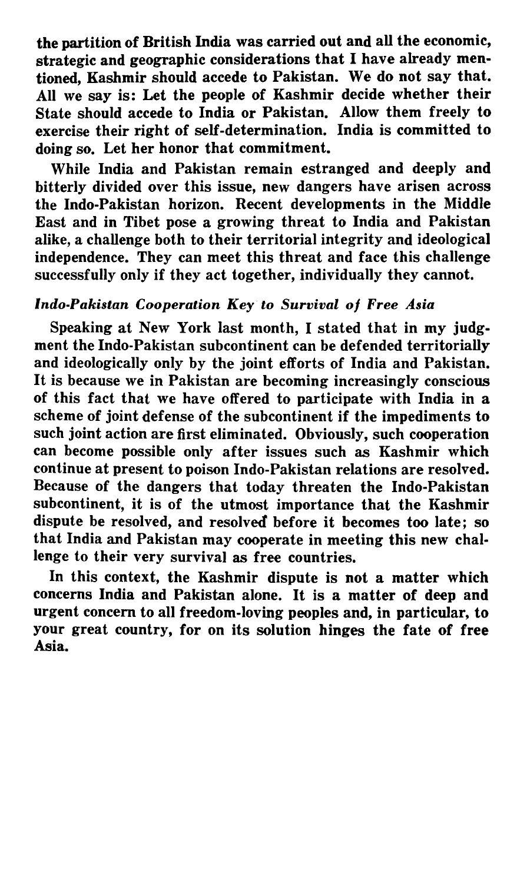the partition of British India was carried out and all the economic, strategic and geographic considerations that I have already mentioned, Kashmir should accede to Pakistan. We do not say that. All we say is: Let the people of Kashmir decide whether their State should accede to India or Pakistan. Allow them freely to exercise their right of self-determination. India is committed to doing so. Let her honor that commitment.

While India and Pakistan remain estranged and deeply and bitterly divided over this issue, new dangers have arisen across the Indo-Pakistan horizon. Recent developments in the Middle East and in Tibet pose a growing threat to India and Pakistan alike, a challenge both to their territorial integrity and ideological independence. They can meet this threat and face this challenge successfully only if they act together, individually they cannot.

### *Indo-Pakistan Cooperation Key to Survival of Free Asia*

Speaking at New York last month, I stated that in my judgment the Indo-Pakistan subcontinent can be defended territorially and ideologically only by the joint efforts of India and Pakistan. It is because we in Pakistan are becoming increasingly conscious of this fact that we have offered to participate with India in a scheme of joint defense of the subcontinent if the impediments to such joint action are first eliminated. Obviously, such cooperation can become possible only after issues such as Kashmir which continue at present to poison Indo-Pakistan relations are resolved. Because of the dangers that today threaten the Indo-Pakistan subcontinent, it is of the utmost importance that the Kashmir dispute be resolved, and resolved before it becomes too late; so that India and Pakistan may cooperate in meeting this new challenge to their very survival as free countries.

In this context, the Kashmir dispute is not a matter which concerns India and Pakistan alone. It is a matter of deep and urgent concern to all freedom-loving peoples and, in particular, to your great country, for on its solution hinges the fate of free Asia.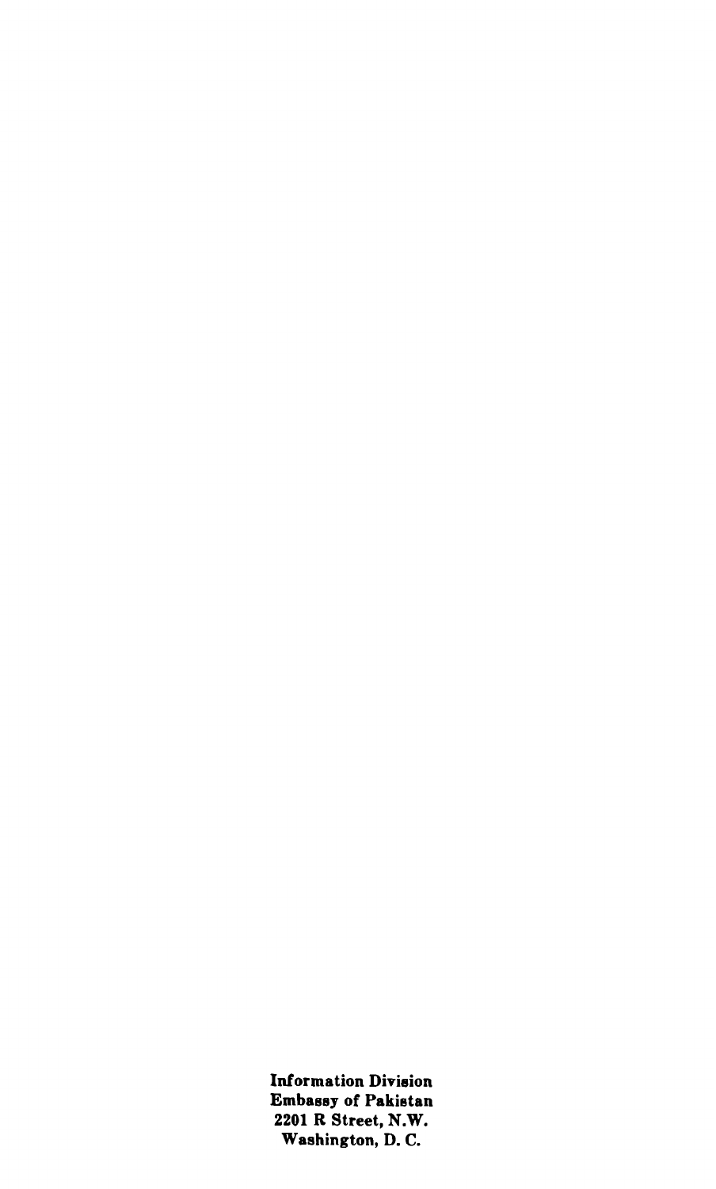**Information Division**
**Embassy of Pakistan**
**2201 R Street, N.W.**
**Washington, D. C.**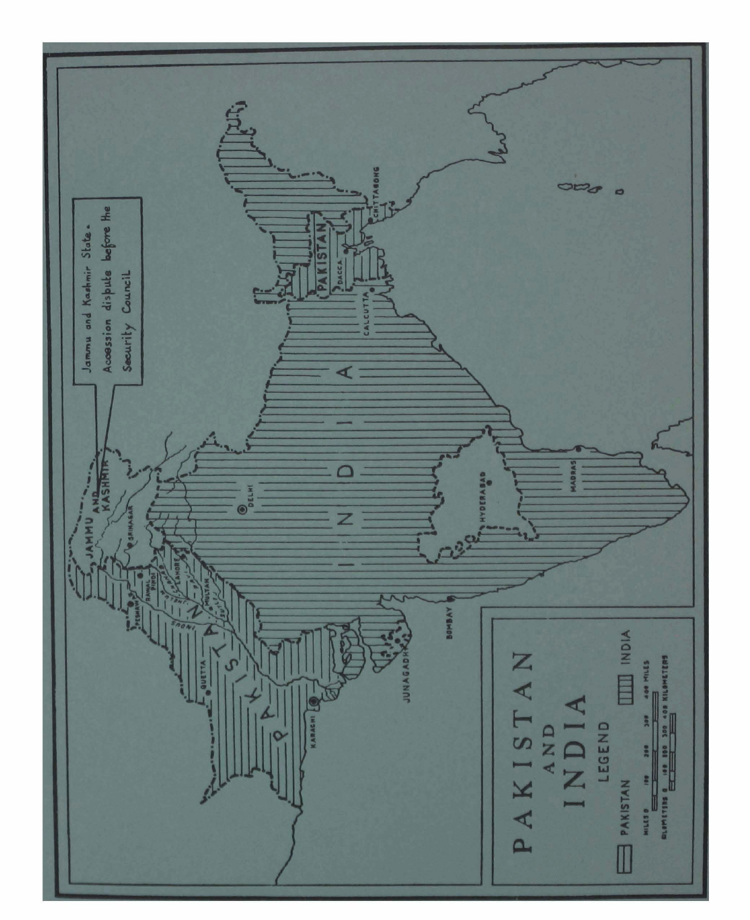# PAKISTAN AND INDIA

LEGEND

PAKISTAN

INDIA

MILES 0 100 200 300 400 MILES

KILOMETERS 0 100 200 300 400 KILOMETERS

Jammu and Kashmir State. Accession dispute before the Security Council

JAMMU AND KASHMIR

SRINAGAR

PESHAWAR

RAWAL PINDI

LAHORE

MULTAN

QUETTA

KARACHI

JUNAGADH

BOMBAY

DELHI

HYDERABAD

MADRAS

CALCUTTA

DACCA

CHITTAGONG

PAKISTAN

INDIA